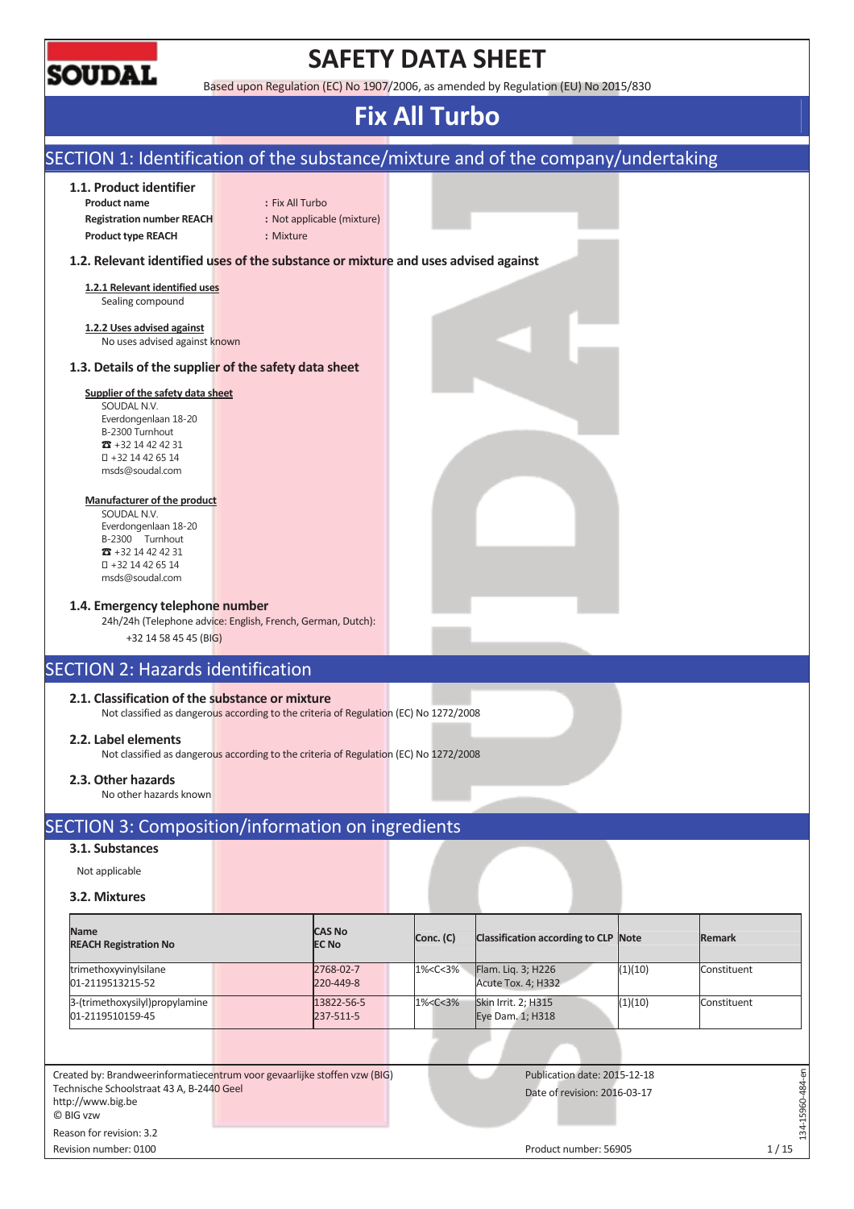# SAFETY DATA SHEET

Based upon Regulation (EC) No 1907/2006, as amended by Regulation (EU) No 2015/830

# Fix All Turbo

## SECTION 1: Identification of the substance/mixture and of the company/undertaking

### 1.1. Product identifier

**Product name** : Fix All Turbo
**Registration number REACH** : Not applicable (mixture)
**Product type REACH** : Mixture

### 1.2. Relevant identified uses of the substance or mixture and uses advised against

**1.2.1 Relevant identified uses**
Sealing compound

**1.2.2 Uses advised against**
No uses advised against known

### 1.3. Details of the supplier of the safety data sheet

**Supplier of the safety data sheet**
SOUDAL N.V.
Everdongenlaan 18-20
B-2300 Turnhout
☎ +32 14 42 42 31
 +32 14 42 65 14
msds@soudal.com

**Manufacturer of the product**
SOUDAL N.V.
Everdongenlaan 18-20
B-2300 Turnhout
☎ +32 14 42 42 31
 +32 14 42 65 14
msds@soudal.com

### 1.4. Emergency telephone number

24h/24h (Telephone advice: English, French, German, Dutch):
+32 14 58 45 45 (BIG)

## SECTION 2: Hazards identification

### 2.1. Classification of the substance or mixture

Not classified as dangerous according to the criteria of Regulation (EC) No 1272/2008

### 2.2. Label elements

Not classified as dangerous according to the criteria of Regulation (EC) No 1272/2008

### 2.3. Other hazards

No other hazards known

## SECTION 3: Composition/information on ingredients

### 3.1. Substances

Not applicable

### 3.2. Mixtures

| Name<br>REACH Registration No | CAS No<br>EC No | Conc. (C) | Classification according to CLP | Note | Remark |
|---|---|---|---|---|---|
| trimethoxyvinylsilane<br>01-2119513215-52 | 2768-02-7<br>220-449-8 | 1%<C<3% | Flam. Liq. 3; H226<br>Acute Tox. 4; H332 | (1)(10) | Constituent |
| 3-(trimethoxysilyl)propylamine<br>01-2119510159-45 | 13822-56-5<br>237-511-5 | 1%<C<3% | Skin Irrit. 2; H315<br>Eye Dam. 1; H318 | (1)(10) | Constituent |

Created by: Brandweerinformatiecentrum voor gevaarlijke stoffen vzw (BIG)
Technische Schoolstraat 43 A, B-2440 Geel
http://www.big.be
© BIG vzw

Reason for revision: 3.2
Revision number: 0100

Publication date: 2015-12-18
Date of revision: 2016-03-17

Product number: 56905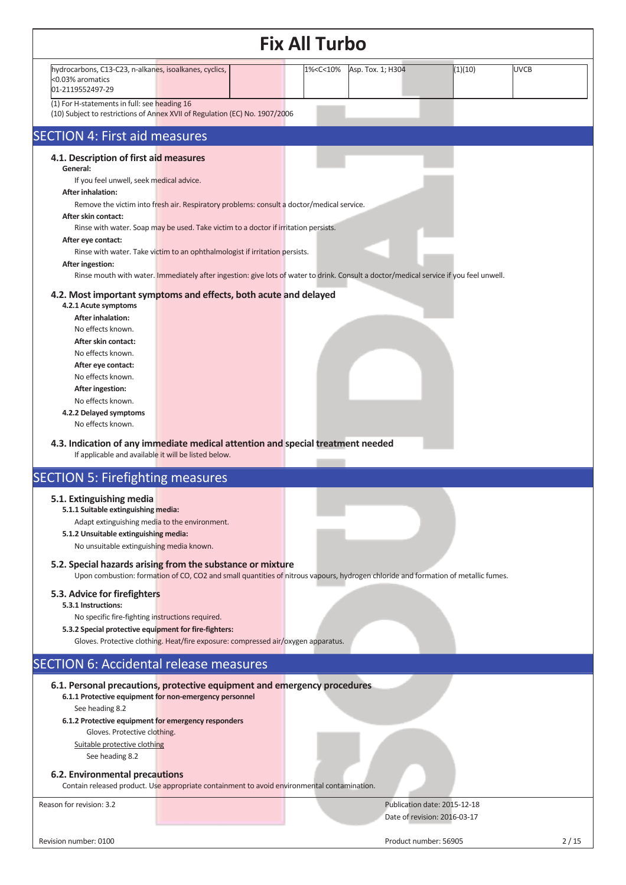# Fix All Turbo

| hydrocarbons, C13-C23, n-alkanes, isoalkanes, cyclics, <0.03% aromatics 01-2119552497-29 | | 1%<C<10% | Asp. Tox. 1; H304 | (1)(10) | UVCB |
|---|---|---|---|---|---|

(1) For H-statements in full: see heading 16
(10) Subject to restrictions of Annex XVII of Regulation (EC) No. 1907/2006

## SECTION 4: First aid measures

### 4.1. Description of first aid measures

**General:**

If you feel unwell, seek medical advice.

**After inhalation:**

Remove the victim into fresh air. Respiratory problems: consult a doctor/medical service.

**After skin contact:**

Rinse with water. Soap may be used. Take victim to a doctor if irritation persists.

**After eye contact:**

Rinse with water. Take victim to an ophthalmologist if irritation persists.

**After ingestion:**

Rinse mouth with water. Immediately after ingestion: give lots of water to drink. Consult a doctor/medical service if you feel unwell.

### 4.2. Most important symptoms and effects, both acute and delayed

**4.2.1 Acute symptoms**

**After inhalation:**

No effects known.

**After skin contact:**

No effects known.

**After eye contact:**

No effects known.

**After ingestion:**

No effects known.

**4.2.2 Delayed symptoms**

No effects known.

### 4.3. Indication of any immediate medical attention and special treatment needed

If applicable and available it will be listed below.

## SECTION 5: Firefighting measures

### 5.1. Extinguishing media

**5.1.1 Suitable extinguishing media:**

Adapt extinguishing media to the environment.

**5.1.2 Unsuitable extinguishing media:**

No unsuitable extinguishing media known.

### 5.2. Special hazards arising from the substance or mixture

Upon combustion: formation of CO, CO2 and small quantities of nitrous vapours, hydrogen chloride and formation of metallic fumes.

### 5.3. Advice for firefighters

**5.3.1 Instructions:**

No specific fire-fighting instructions required.

**5.3.2 Special protective equipment for fire-fighters:**

Gloves. Protective clothing. Heat/fire exposure: compressed air/oxygen apparatus.

## SECTION 6: Accidental release measures

### 6.1. Personal precautions, protective equipment and emergency procedures

**6.1.1 Protective equipment for non-emergency personnel**

See heading 8.2

**6.1.2 Protective equipment for emergency responders**

Gloves. Protective clothing.

Suitable protective clothing

See heading 8.2

### 6.2. Environmental precautions

Contain released product. Use appropriate containment to avoid environmental contamination.

Reason for revision: 3.2 | Publication date: 2015-12-18 | Date of revision: 2016-03-17

Revision number: 0100 | Product number: 56905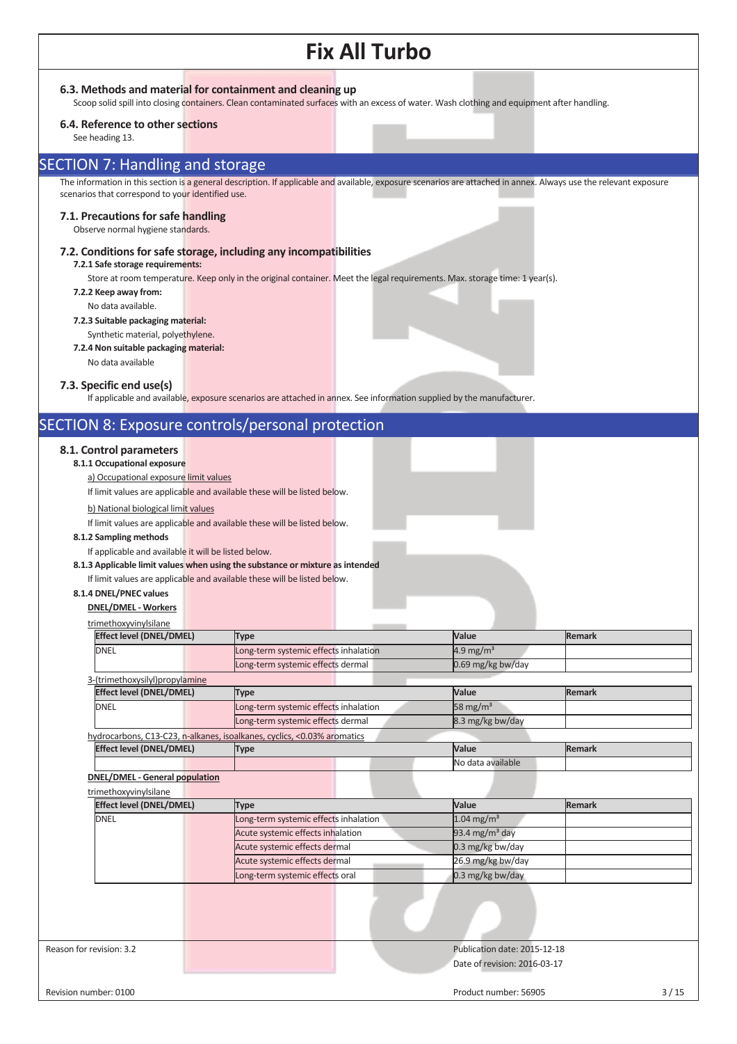### 6.3. Methods and material for containment and cleaning up

Scoop solid spill into closing containers. Clean contaminated surfaces with an excess of water. Wash clothing and equipment after handling.

### 6.4. Reference to other sections

See heading 13.

## SECTION 7: Handling and storage

The information in this section is a general description. If applicable and available, exposure scenarios are attached in annex. Always use the relevant exposure scenarios that correspond to your identified use.

### 7.1. Precautions for safe handling

Observe normal hygiene standards.

### 7.2. Conditions for safe storage, including any incompatibilities

**7.2.1 Safe storage requirements:**

Store at room temperature. Keep only in the original container. Meet the legal requirements. Max. storage time: 1 year(s).

**7.2.2 Keep away from:**

No data available.

**7.2.3 Suitable packaging material:**

Synthetic material, polyethylene.

**7.2.4 Non suitable packaging material:**

No data available

### 7.3. Specific end use(s)

If applicable and available, exposure scenarios are attached in annex. See information supplied by the manufacturer.

## SECTION 8: Exposure controls/personal protection

### 8.1. Control parameters

**8.1.1 Occupational exposure**

a) Occupational exposure limit values

If limit values are applicable and available these will be listed below.

b) National biological limit values

If limit values are applicable and available these will be listed below.

**8.1.2 Sampling methods**

If applicable and available it will be listed below.

**8.1.3 Applicable limit values when using the substance or mixture as intended**

If limit values are applicable and available these will be listed below.

**8.1.4 DNEL/PNEC values**

**DNEL/DMEL - Workers**

trimethoxyvinylsilane

| Effect level (DNEL/DMEL) | Type | Value | Remark |
|---|---|---|---|
| DNEL | Long-term systemic effects inhalation | 4.9 mg/m³ | |
| | Long-term systemic effects dermal | 0.69 mg/kg bw/day | |

3-(trimethoxysilyl)propylamine

| Effect level (DNEL/DMEL) | Type | Value | Remark |
|---|---|---|---|
| DNEL | Long-term systemic effects inhalation | 58 mg/m³ | |
| | Long-term systemic effects dermal | 8.3 mg/kg bw/day | |

hydrocarbons, C13-C23, n-alkanes, isoalkanes, cyclics, <0.03% aromatics

| Effect level (DNEL/DMEL) | Type | Value | Remark |
|---|---|---|---|
| | | No data available | |

**DNEL/DMEL - General population**

trimethoxyvinylsilane

| Effect level (DNEL/DMEL) | Type | Value | Remark |
|---|---|---|---|
| DNEL | Long-term systemic effects inhalation | 1.04 mg/m³ | |
| | Acute systemic effects inhalation | 93.4 mg/m³ day | |
| | Acute systemic effects dermal | 0.3 mg/kg bw/day | |
| | Acute systemic effects dermal | 26.9 mg/kg bw/day | |
| | Long-term systemic effects oral | 0.3 mg/kg bw/day | |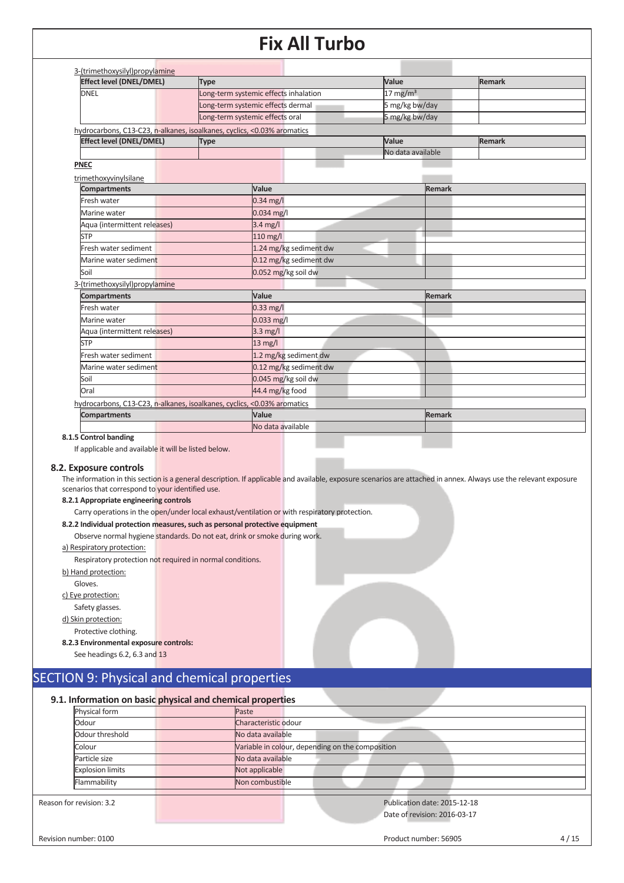3-(trimethoxysilyl)propylamine

| Effect level (DNEL/DMEL) | Type | Value | Remark |
|---|---|---|---|
| DNEL | Long-term systemic effects inhalation | 17 mg/m³ | |
| | Long-term systemic effects dermal | 5 mg/kg bw/day | |
| | Long-term systemic effects oral | 5 mg/kg bw/day | |

hydrocarbons, C13-C23, n-alkanes, isoalkanes, cyclics, <0.03% aromatics

| Effect level (DNEL/DMEL) | Type | Value | Remark |
|---|---|---|---|
| | | No data available | |

**PNEC**

trimethoxyvinylsilane

| Compartments | Value | Remark |
|---|---|---|
| Fresh water | 0.34 mg/l | |
| Marine water | 0.034 mg/l | |
| Aqua (intermittent releases) | 3.4 mg/l | |
| STP | 110 mg/l | |
| Fresh water sediment | 1.24 mg/kg sediment dw | |
| Marine water sediment | 0.12 mg/kg sediment dw | |
| Soil | 0.052 mg/kg soil dw | |

3-(trimethoxysilyl)propylamine

| Compartments | Value | Remark |
|---|---|---|
| Fresh water | 0.33 mg/l | |
| Marine water | 0.033 mg/l | |
| Aqua (intermittent releases) | 3.3 mg/l | |
| STP | 13 mg/l | |
| Fresh water sediment | 1.2 mg/kg sediment dw | |
| Marine water sediment | 0.12 mg/kg sediment dw | |
| Soil | 0.045 mg/kg soil dw | |
| Oral | 44.4 mg/kg food | |

hydrocarbons, C13-C23, n-alkanes, isoalkanes, cyclics, <0.03% aromatics

| Compartments | Value | Remark |
|---|---|---|
| | No data available | |

**8.1.5 Control banding**

If applicable and available it will be listed below.

### 8.2. Exposure controls

The information in this section is a general description. If applicable and available, exposure scenarios are attached in annex. Always use the relevant exposure scenarios that correspond to your identified use.

**8.2.1 Appropriate engineering controls**

Carry operations in the open/under local exhaust/ventilation or with respiratory protection.

**8.2.2 Individual protection measures, such as personal protective equipment**

Observe normal hygiene standards. Do not eat, drink or smoke during work.

a) Respiratory protection:

Respiratory protection not required in normal conditions.

b) Hand protection:

Gloves.

c) Eye protection:

Safety glasses.

d) Skin protection:

Protective clothing.

**8.2.3 Environmental exposure controls:**

See headings 6.2, 6.3 and 13

## SECTION 9: Physical and chemical properties

### 9.1. Information on basic physical and chemical properties

| Property | Value |
|---|---|
| Physical form | Paste |
| Odour | Characteristic odour |
| Odour threshold | No data available |
| Colour | Variable in colour, depending on the composition |
| Particle size | No data available |
| Explosion limits | Not applicable |
| Flammability | Non combustible |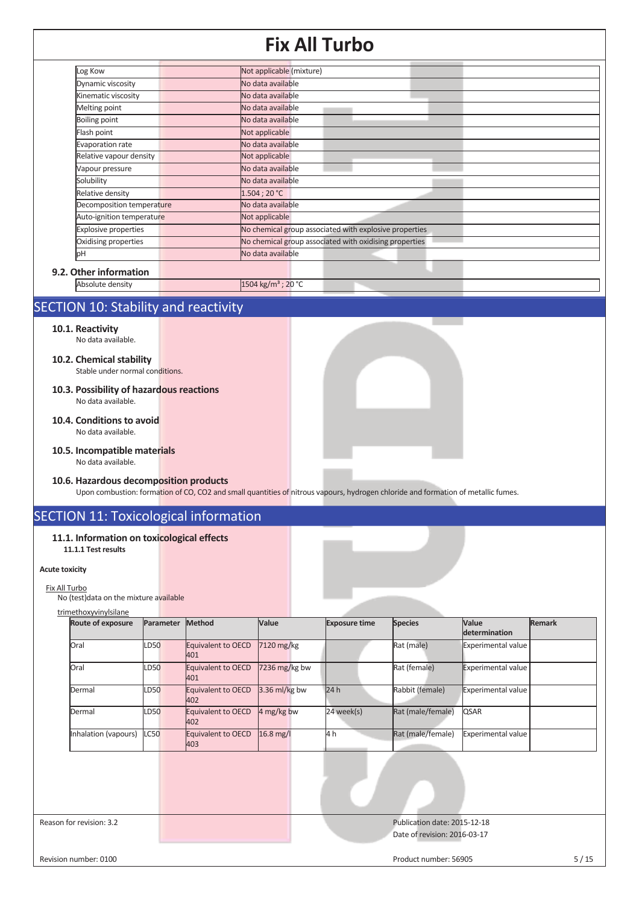| | |
|---|---|
| Log Kow | Not applicable (mixture) |
| Dynamic viscosity | No data available |
| Kinematic viscosity | No data available |
| Melting point | No data available |
| Boiling point | No data available |
| Flash point | Not applicable |
| Evaporation rate | No data available |
| Relative vapour density | Not applicable |
| Vapour pressure | No data available |
| Solubility | No data available |
| Relative density | 1.504 ; 20 °C |
| Decomposition temperature | No data available |
| Auto-ignition temperature | Not applicable |
| Explosive properties | No chemical group associated with explosive properties |
| Oxidising properties | No chemical group associated with oxidising properties |
| pH | No data available |

### 9.2. Other information

| | |
|---|---|
| Absolute density | 1504 kg/m³ ; 20 °C |

## SECTION 10: Stability and reactivity

### 10.1. Reactivity

No data available.

### 10.2. Chemical stability

Stable under normal conditions.

### 10.3. Possibility of hazardous reactions

No data available.

### 10.4. Conditions to avoid

No data available.

### 10.5. Incompatible materials

No data available.

### 10.6. Hazardous decomposition products

Upon combustion: formation of CO, CO2 and small quantities of nitrous vapours, hydrogen chloride and formation of metallic fumes.

## SECTION 11: Toxicological information

### 11.1. Information on toxicological effects

**11.1.1 Test results**

**Acute toxicity**

Fix All Turbo

No (test)data on the mixture available

trimethoxyvinylsilane

| Route of exposure | Parameter | Method | Value | Exposure time | Species | Value determination | Remark |
|---|---|---|---|---|---|---|---|
| Oral | LD50 | Equivalent to OECD 401 | 7120 mg/kg | | Rat (male) | Experimental value | |
| Oral | LD50 | Equivalent to OECD 401 | 7236 mg/kg bw | | Rat (female) | Experimental value | |
| Dermal | LD50 | Equivalent to OECD 402 | 3.36 ml/kg bw | 24 h | Rabbit (female) | Experimental value | |
| Dermal | LD50 | Equivalent to OECD 402 | 4 mg/kg bw | 24 week(s) | Rat (male/female) | QSAR | |
| Inhalation (vapours) | LC50 | Equivalent to OECD 403 | 16.8 mg/l | 4 h | Rat (male/female) | Experimental value | |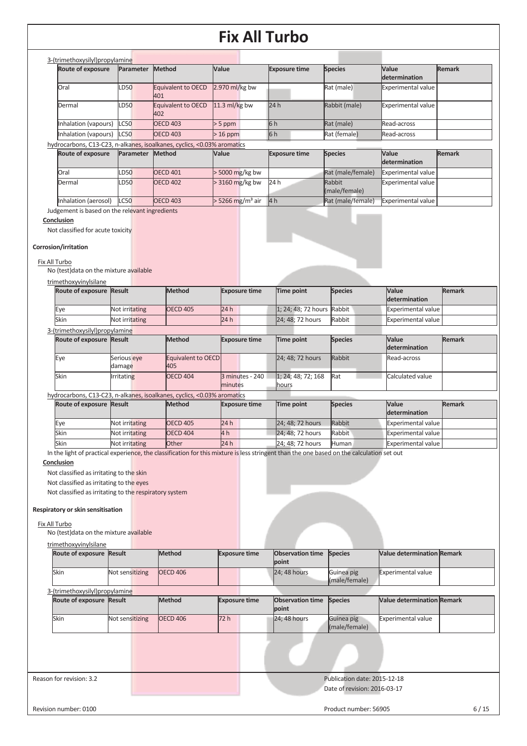# Fix All Turbo

3-(trimethoxysilyl)propylamine

| Route of exposure | Parameter | Method | Value | Exposure time | Species | Value determination | Remark |
|---|---|---|---|---|---|---|---|
| Oral | LD50 | Equivalent to OECD 401 | 2.970 ml/kg bw | | Rat (male) | Experimental value | |
| Dermal | LD50 | Equivalent to OECD 402 | 11.3 ml/kg bw | 24 h | Rabbit (male) | Experimental value | |
| Inhalation (vapours) | LC50 | OECD 403 | > 5 ppm | 6 h | Rat (male) | Read-across | |
| Inhalation (vapours) | LC50 | OECD 403 | > 16 ppm | 6 h | Rat (female) | Read-across | |

hydrocarbons, C13-C23, n-alkanes, isoalkanes, cyclics, <0.03% aromatics

| Route of exposure | Parameter | Method | Value | Exposure time | Species | Value determination | Remark |
|---|---|---|---|---|---|---|---|
| Oral | LD50 | OECD 401 | > 5000 mg/kg bw | | Rat (male/female) | Experimental value | |
| Dermal | LD50 | OECD 402 | > 3160 mg/kg bw | 24 h | Rabbit (male/female) | Experimental value | |
| Inhalation (aerosol) | LC50 | OECD 403 | > 5266 mg/m³ air | 4 h | Rat (male/female) | Experimental value | |

Judgement is based on the relevant ingredients

**Conclusion**

Not classified for acute toxicity

**Corrosion/irritation**

Fix All Turbo

No (test)data on the mixture available

trimethoxyvinylsilane

| Route of exposure | Result | Method | Exposure time | Time point | Species | Value determination | Remark |
|---|---|---|---|---|---|---|---|
| Eye | Not irritating | OECD 405 | 24 h | 1; 24; 48; 72 hours | Rabbit | Experimental value | |
| Skin | Not irritating | | 24 h | 24; 48; 72 hours | Rabbit | Experimental value | |

3-(trimethoxysilyl)propylamine

| Route of exposure | Result | Method | Exposure time | Time point | Species | Value determination | Remark |
|---|---|---|---|---|---|---|---|
| Eye | Serious eye damage | Equivalent to OECD 405 | | 24; 48; 72 hours | Rabbit | Read-across | |
| Skin | Irritating | OECD 404 | 3 minutes - 240 minutes | 1; 24; 48; 72; 168 hours | Rat | Calculated value | |

hydrocarbons, C13-C23, n-alkanes, isoalkanes, cyclics, <0.03% aromatics

| Route of exposure | Result | Method | Exposure time | Time point | Species | Value determination | Remark |
|---|---|---|---|---|---|---|---|
| Eye | Not irritating | OECD 405 | 24 h | 24; 48; 72 hours | Rabbit | Experimental value | |
| Skin | Not irritating | OECD 404 | 4 h | 24; 48; 72 hours | Rabbit | Experimental value | |
| Skin | Not irritating | Other | 24 h | 24; 48; 72 hours | Human | Experimental value | |

In the light of practical experience, the classification for this mixture is less stringent than the one based on the calculation set out

**Conclusion**

Not classified as irritating to the skin

Not classified as irritating to the eyes

Not classified as irritating to the respiratory system

**Respiratory or skin sensitisation**

Fix All Turbo

No (test)data on the mixture available

trimethoxyvinylsilane

| Route of exposure | Result | Method | Exposure time | Observation time point | Species | Value determination | Remark |
|---|---|---|---|---|---|---|---|
| Skin | Not sensitizing | OECD 406 | | 24; 48 hours | Guinea pig (male/female) | Experimental value | |

3-(trimethoxysilyl)propylamine

| Route of exposure | Result | Method | Exposure time | Observation time point | Species | Value determination | Remark |
|---|---|---|---|---|---|---|---|
| Skin | Not sensitizing | OECD 406 | 72 h | 24; 48 hours | Guinea pig (male/female) | Experimental value | |

Reason for revision: 3.2

Publication date: 2015-12-18

Date of revision: 2016-03-17

Revision number: 0100

Product number: 56905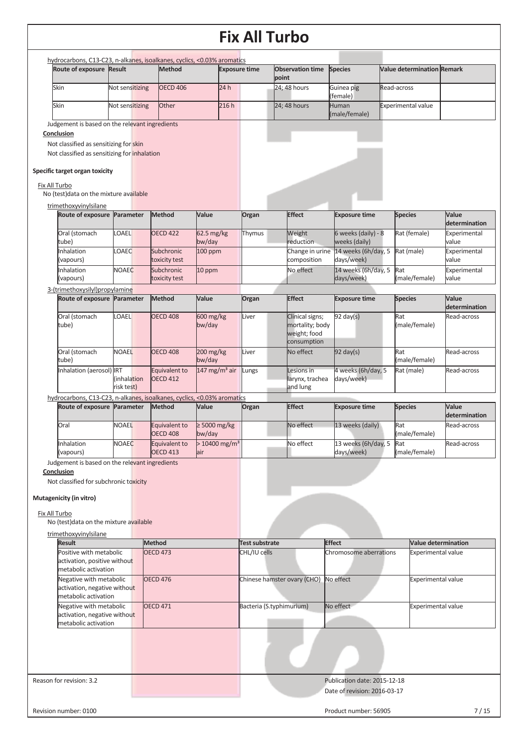hydrocarbons, C13-C23, n-alkanes, isoalkanes, cyclics, <0.03% aromatics

| Route of exposure | Result | Method | Exposure time | Observation time point | Species | Value determination | Remark |
|---|---|---|---|---|---|---|---|
| Skin | Not sensitizing | OECD 406 | 24 h | 24; 48 hours | Guinea pig (female) | Read-across | |
| Skin | Not sensitizing | Other | 216 h | 24; 48 hours | Human (male/female) | Experimental value | |

Judgement is based on the relevant ingredients

**Conclusion**

Not classified as sensitizing for skin

Not classified as sensitizing for inhalation

**Specific target organ toxicity**

Fix All Turbo

No (test)data on the mixture available

trimethoxyvinylsilane

| Route of exposure | Parameter | Method | Value | Organ | Effect | Exposure time | Species | Value determination |
|---|---|---|---|---|---|---|---|---|
| Oral (stomach tube) | LOAEL | OECD 422 | 62.5 mg/kg bw/day | Thymus | Weight reduction | 6 weeks (daily) - 8 weeks (daily) | Rat (female) | Experimental value |
| Inhalation (vapours) | LOAEC | Subchronic toxicity test | 100 ppm | | Change in urine composition | 14 weeks (6h/day, 5 days/week) | Rat (male) | Experimental value |
| Inhalation (vapours) | NOAEC | Subchronic toxicity test | 10 ppm | | No effect | 14 weeks (6h/day, 5 days/week) | Rat (male/female) | Experimental value |

3-(trimethoxysilyl)propylamine

| Route of exposure | Parameter | Method | Value | Organ | Effect | Exposure time | Species | Value determination |
|---|---|---|---|---|---|---|---|---|
| Oral (stomach tube) | LOAEL | OECD 408 | 600 mg/kg bw/day | Liver | Clinical signs; mortality; body weight; food consumption | 92 day(s) | Rat (male/female) | Read-across |
| Oral (stomach tube) | NOAEL | OECD 408 | 200 mg/kg bw/day | Liver | No effect | 92 day(s) | Rat (male/female) | Read-across |
| Inhalation (aerosol) | IRT (inhalation risk test) | Equivalent to OECD 412 | 147 mg/m³ air | Lungs | Lesions in larynx, trachea and lung | 4 weeks (6h/day, 5 days/week) | Rat (male) | Read-across |

hydrocarbons, C13-C23, n-alkanes, isoalkanes, cyclics, <0.03% aromatics

| Route of exposure | Parameter | Method | Value | Organ | Effect | Exposure time | Species | Value determination |
|---|---|---|---|---|---|---|---|---|
| Oral | NOAEL | Equivalent to OECD 408 | ≥ 5000 mg/kg bw/day | | No effect | 13 weeks (daily) | Rat (male/female) | Read-across |
| Inhalation (vapours) | NOAEC | Equivalent to OECD 413 | > 10400 mg/m³ air | | No effect | 13 weeks (6h/day, 5 days/week) | Rat (male/female) | Read-across |

Judgement is based on the relevant ingredients

**Conclusion**

Not classified for subchronic toxicity

**Mutagenicity (in vitro)**

Fix All Turbo

No (test)data on the mixture available

trimethoxyvinylsilane

| Result | Method | Test substrate | Effect | Value determination |
|---|---|---|---|---|
| Positive with metabolic activation, positive without metabolic activation | OECD 473 | CHL/IU cells | Chromosome aberrations | Experimental value |
| Negative with metabolic activation, negative without metabolic activation | OECD 476 | Chinese hamster ovary (CHO) | No effect | Experimental value |
| Negative with metabolic activation, negative without metabolic activation | OECD 471 | Bacteria (S.typhimurium) | No effect | Experimental value |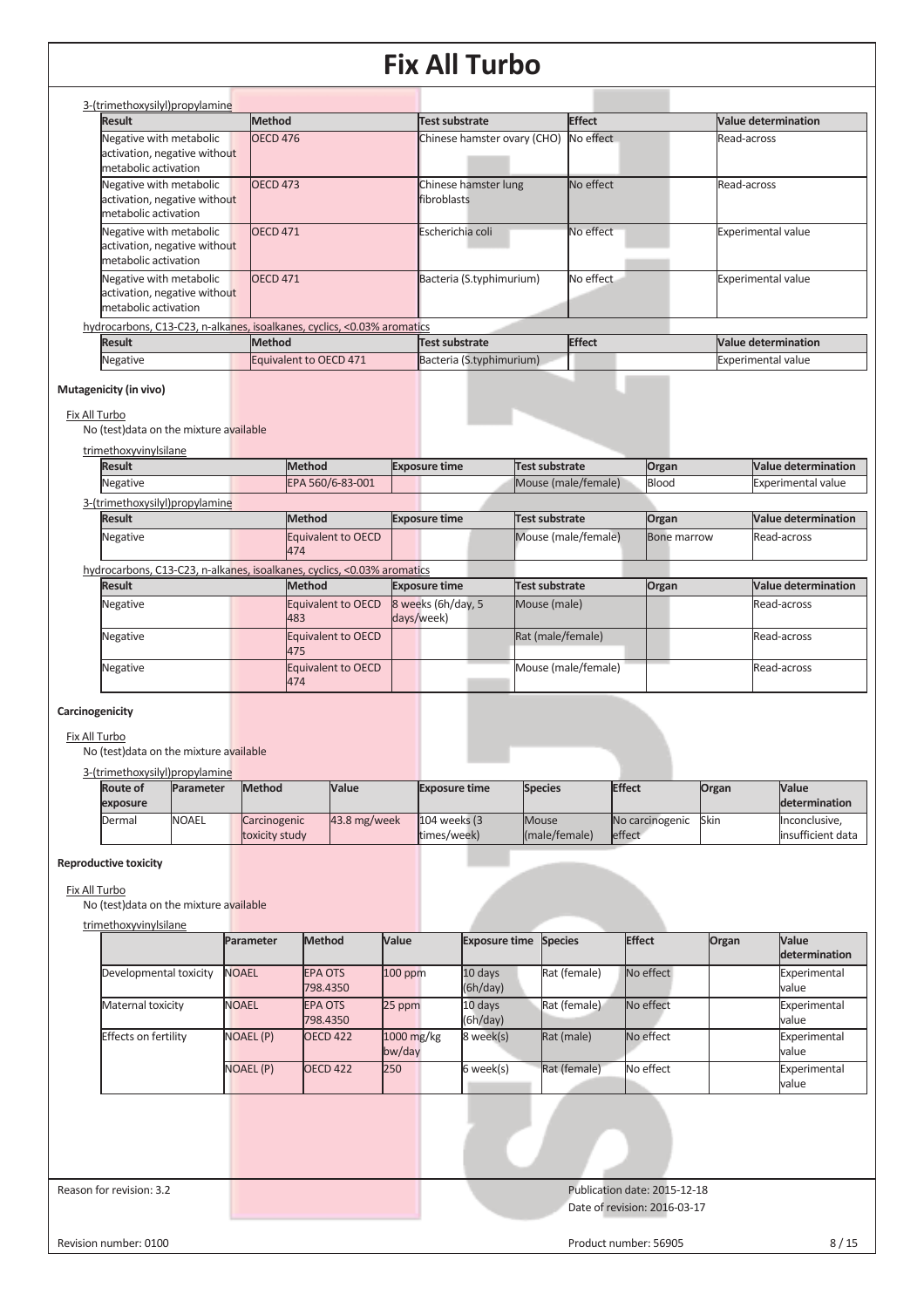3-(trimethoxysilyl)propylamine

| Result | Method | Test substrate | Effect | Value determination |
|---|---|---|---|---|
| Negative with metabolic activation, negative without metabolic activation | OECD 476 | Chinese hamster ovary (CHO) | No effect | Read-across |
| Negative with metabolic activation, negative without metabolic activation | OECD 473 | Chinese hamster lung fibroblasts | No effect | Read-across |
| Negative with metabolic activation, negative without metabolic activation | OECD 471 | Escherichia coli | No effect | Experimental value |
| Negative with metabolic activation, negative without metabolic activation | OECD 471 | Bacteria (S.typhimurium) | No effect | Experimental value |

hydrocarbons, C13-C23, n-alkanes, isoalkanes, cyclics, <0.03% aromatics

| Result | Method | Test substrate | Effect | Value determination |
|---|---|---|---|---|
| Negative | Equivalent to OECD 471 | Bacteria (S.typhimurium) | | Experimental value |

**Mutagenicity (in vivo)**

Fix All Turbo

No (test)data on the mixture available

trimethoxyvinylsilane

| Result | Method | Exposure time | Test substrate | Organ | Value determination |
|---|---|---|---|---|---|
| Negative | EPA 560/6-83-001 | | Mouse (male/female) | Blood | Experimental value |

3-(trimethoxysilyl)propylamine

| Result | Method | Exposure time | Test substrate | Organ | Value determination |
|---|---|---|---|---|---|
| Negative | Equivalent to OECD 474 | | Mouse (male/female) | Bone marrow | Read-across |

hydrocarbons, C13-C23, n-alkanes, isoalkanes, cyclics, <0.03% aromatics

| Result | Method | Exposure time | Test substrate | Organ | Value determination |
|---|---|---|---|---|---|
| Negative | Equivalent to OECD 483 | 8 weeks (6h/day, 5 days/week) | Mouse (male) | | Read-across |
| Negative | Equivalent to OECD 475 | | Rat (male/female) | | Read-across |
| Negative | Equivalent to OECD 474 | | Mouse (male/female) | | Read-across |

**Carcinogenicity**

Fix All Turbo

No (test)data on the mixture available

3-(trimethoxysilyl)propylamine

| Route of exposure | Parameter | Method | Value | Exposure time | Species | Effect | Organ | Value determination |
|---|---|---|---|---|---|---|---|---|
| Dermal | NOAEL | Carcinogenic toxicity study | 43.8 mg/week | 104 weeks (3 times/week) | Mouse (male/female) | No carcinogenic effect | Skin | Inconclusive, insufficient data |

**Reproductive toxicity**

Fix All Turbo

No (test)data on the mixture available

trimethoxyvinylsilane

| | Parameter | Method | Value | Exposure time | Species | Effect | Organ | Value determination |
|---|---|---|---|---|---|---|---|---|
| Developmental toxicity | NOAEL | EPA OTS 798.4350 | 100 ppm | 10 days (6h/day) | Rat (female) | No effect | | Experimental value |
| Maternal toxicity | NOAEL | EPA OTS 798.4350 | 25 ppm | 10 days (6h/day) | Rat (female) | No effect | | Experimental value |
| Effects on fertility | NOAEL (P) | OECD 422 | 1000 mg/kg bw/day | 8 week(s) | Rat (male) | No effect | | Experimental value |
| | NOAEL (P) | OECD 422 | 250 | 6 week(s) | Rat (female) | No effect | | Experimental value |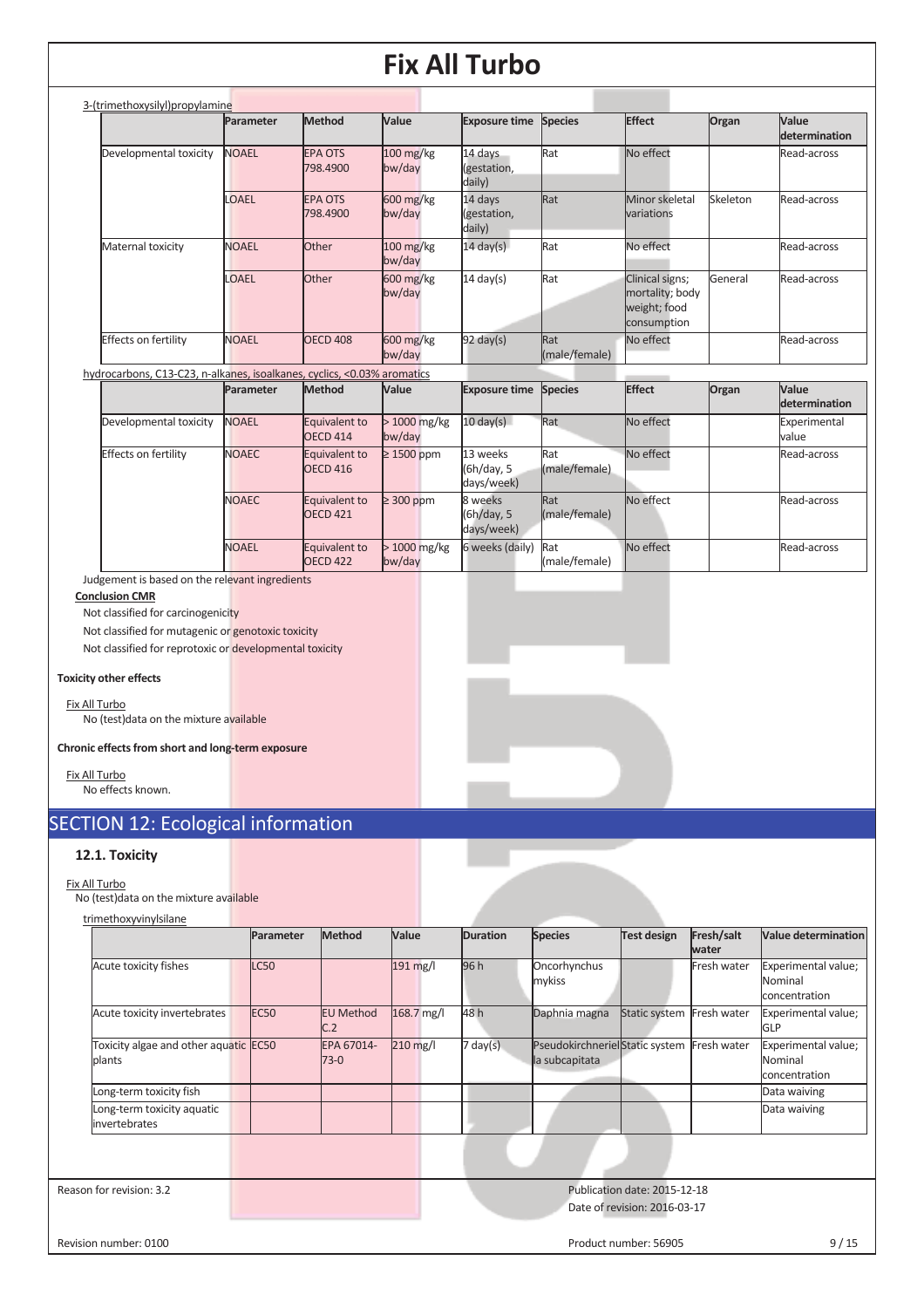3-(trimethoxysilyl)propylamine

| | Parameter | Method | Value | Exposure time | Species | Effect | Organ | Value determination |
|---|---|---|---|---|---|---|---|---|
| Developmental toxicity | NOAEL | EPA OTS 798.4900 | 100 mg/kg bw/day | 14 days (gestation, daily) | Rat | No effect | | Read-across |
| | LOAEL | EPA OTS 798.4900 | 600 mg/kg bw/day | 14 days (gestation, daily) | Rat | Minor skeletal variations | Skeleton | Read-across |
| Maternal toxicity | NOAEL | Other | 100 mg/kg bw/day | 14 day(s) | Rat | No effect | | Read-across |
| | LOAEL | Other | 600 mg/kg bw/day | 14 day(s) | Rat | Clinical signs; mortality; body weight; food consumption | General | Read-across |
| Effects on fertility | NOAEL | OECD 408 | 600 mg/kg bw/day | 92 day(s) | Rat (male/female) | No effect | | Read-across |

hydrocarbons, C13-C23, n-alkanes, isoalkanes, cyclics, <0.03% aromatics

| | Parameter | Method | Value | Exposure time | Species | Effect | Organ | Value determination |
|---|---|---|---|---|---|---|---|---|
| Developmental toxicity | NOAEL | Equivalent to OECD 414 | > 1000 mg/kg bw/day | 10 day(s) | Rat | No effect | | Experimental value |
| Effects on fertility | NOAEC | Equivalent to OECD 416 | ≥ 1500 ppm | 13 weeks (6h/day, 5 days/week) | Rat (male/female) | No effect | | Read-across |
| | NOAEC | Equivalent to OECD 421 | ≥ 300 ppm | 8 weeks (6h/day, 5 days/week) | Rat (male/female) | No effect | | Read-across |
| | NOAEL | Equivalent to OECD 422 | > 1000 mg/kg bw/day | 6 weeks (daily) | Rat (male/female) | No effect | | Read-across |

Judgement is based on the relevant ingredients

**Conclusion CMR**

Not classified for carcinogenicity

Not classified for mutagenic or genotoxic toxicity

Not classified for reprotoxic or developmental toxicity

**Toxicity other effects**

Fix All Turbo

No (test)data on the mixture available

**Chronic effects from short and long-term exposure**

Fix All Turbo

No effects known.

## SECTION 12: Ecological information

### 12.1. Toxicity

Fix All Turbo

No (test)data on the mixture available

trimethoxyvinylsilane

| | Parameter | Method | Value | Duration | Species | Test design | Fresh/salt water | Value determination |
|---|---|---|---|---|---|---|---|---|
| Acute toxicity fishes | LC50 | | 191 mg/l | 96 h | Oncorhynchus mykiss | | Fresh water | Experimental value; Nominal concentration |
| Acute toxicity invertebrates | EC50 | EU Method C.2 | 168.7 mg/l | 48 h | Daphnia magna | Static system | Fresh water | Experimental value; GLP |
| Toxicity algae and other aquatic plants | EC50 | EPA 67014-73-0 | 210 mg/l | 7 day(s) | Pseudokirchneriella subcapitata | Static system | Fresh water | Experimental value; Nominal concentration |
| Long-term toxicity fish | | | | | | | | Data waiving |
| Long-term toxicity aquatic invertebrates | | | | | | | | Data waiving |

Reason for revision: 3.2

Publication date: 2015-12-18

Date of revision: 2016-03-17

Revision number: 0100

Product number: 56905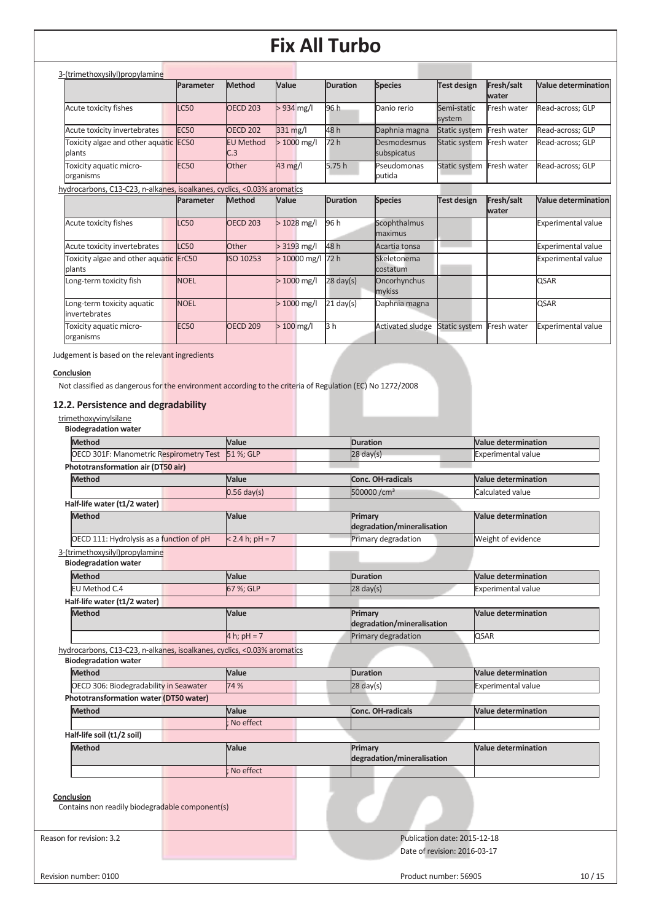3-(trimethoxysilyl)propylamine

| | Parameter | Method | Value | Duration | Species | Test design | Fresh/salt water | Value determination |
|---|---|---|---|---|---|---|---|---|
| Acute toxicity fishes | LC50 | OECD 203 | > 934 mg/l | 96 h | Danio rerio | Semi-static system | Fresh water | Read-across; GLP |
| Acute toxicity invertebrates | EC50 | OECD 202 | 331 mg/l | 48 h | Daphnia magna | Static system | Fresh water | Read-across; GLP |
| Toxicity algae and other aquatic plants | EC50 | EU Method C.3 | > 1000 mg/l | 72 h | Desmodesmus subspicatus | Static system | Fresh water | Read-across; GLP |
| Toxicity aquatic micro-organisms | EC50 | Other | 43 mg/l | 5.75 h | Pseudomonas putida | Static system | Fresh water | Read-across; GLP |

hydrocarbons, C13-C23, n-alkanes, isoalkanes, cyclics, <0.03% aromatics

| | Parameter | Method | Value | Duration | Species | Test design | Fresh/salt water | Value determination |
|---|---|---|---|---|---|---|---|---|
| Acute toxicity fishes | LC50 | OECD 203 | > 1028 mg/l | 96 h | Scophthalmus maximus | | | Experimental value |
| Acute toxicity invertebrates | LC50 | Other | > 3193 mg/l | 48 h | Acartia tonsa | | | Experimental value |
| Toxicity algae and other aquatic plants | ErC50 | ISO 10253 | > 10000 mg/l | 72 h | Skeletonema costatum | | | Experimental value |
| Long-term toxicity fish | NOEL | | > 1000 mg/l | 28 day(s) | Oncorhynchus mykiss | | | QSAR |
| Long-term toxicity aquatic invertebrates | NOEL | | > 1000 mg/l | 21 day(s) | Daphnia magna | | | QSAR |
| Toxicity aquatic micro-organisms | EC50 | OECD 209 | > 100 mg/l | 3 h | Activated sludge | Static system | Fresh water | Experimental value |

Judgement is based on the relevant ingredients

**Conclusion**

Not classified as dangerous for the environment according to the criteria of Regulation (EC) No 1272/2008

## 12.2. Persistence and degradability

trimethoxyvinylsilane

**Biodegradation water**

| Method | Value | Duration | Value determination |
|---|---|---|---|
| OECD 301F: Manometric Respirometry Test | 51 %; GLP | 28 day(s) | Experimental value |

**Phototransformation air (DT50 air)**

| Method | Value | Conc. OH-radicals | Value determination |
|---|---|---|---|
| | 0.56 day(s) | 500000 /cm³ | Calculated value |

**Half-life water (t1/2 water)**

| Method | Value | Primary degradation/mineralisation | Value determination |
|---|---|---|---|
| OECD 111: Hydrolysis as a function of pH | < 2.4 h; pH = 7 | Primary degradation | Weight of evidence |

3-(trimethoxysilyl)propylamine

**Biodegradation water**

| Method | Value | Duration | Value determination |
|---|---|---|---|
| EU Method C.4 | 67 %; GLP | 28 day(s) | Experimental value |

**Half-life water (t1/2 water)**

| Method | Value | Primary degradation/mineralisation | Value determination |
|---|---|---|---|
| | 4 h; pH = 7 | Primary degradation | QSAR |

hydrocarbons, C13-C23, n-alkanes, isoalkanes, cyclics, <0.03% aromatics

**Biodegradation water**

| Method | Value | Duration | Value determination |
|---|---|---|---|
| OECD 306: Biodegradability in Seawater | 74 % | 28 day(s) | Experimental value |

**Phototransformation water (DT50 water)**

| Method | Value | Conc. OH-radicals | Value determination |
|---|---|---|---|
| | ; No effect | | |

**Half-life soil (t1/2 soil)**

| Method | Value | Primary degradation/mineralisation | Value determination |
|---|---|---|---|
| | ; No effect | | |

**Conclusion**

Contains non readily biodegradable component(s)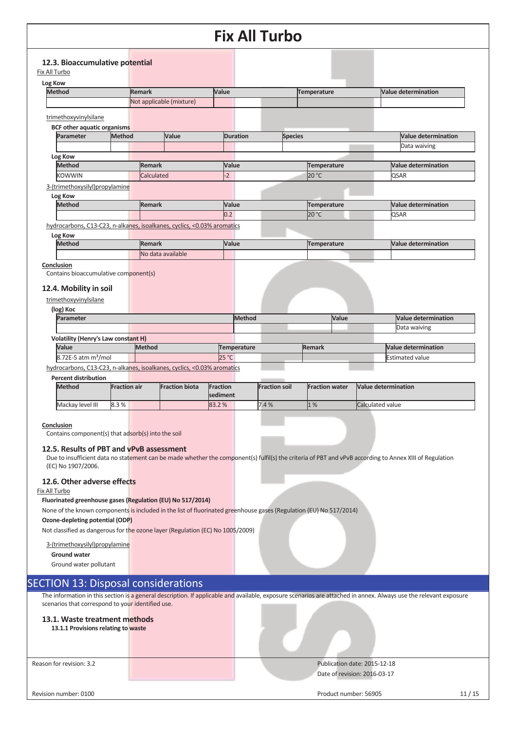# Fix All Turbo

### 12.3. Bioaccumulative potential

Fix All Turbo

**Log Kow**

| Method | Remark | Value | Temperature | Value determination |
|---|---|---|---|---|
| | Not applicable (mixture) | | | |

trimethoxyvinylsilane

**BCF other aquatic organisms**

| Parameter | Method | Value | Duration | Species | Value determination |
|---|---|---|---|---|---|
| | | | | | Data waiving |

**Log Kow**

| Method | Remark | Value | Temperature | Value determination |
|---|---|---|---|---|
| KOWWIN | Calculated | -2 | 20 °C | QSAR |

3-(trimethoxysilyl)propylamine

**Log Kow**

| Method | Remark | Value | Temperature | Value determination |
|---|---|---|---|---|
| | | 0.2 | 20 °C | QSAR |

hydrocarbons, C13-C23, n-alkanes, isoalkanes, cyclics, <0.03% aromatics

**Log Kow**

| Method | Remark | Value | Temperature | Value determination |
|---|---|---|---|---|
| | No data available | | | |

**Conclusion**

Contains bioaccumulative component(s)

### 12.4. Mobility in soil

trimethoxyvinylsilane

**(log) Koc**

| Parameter | Method | Value | Value determination |
|---|---|---|---|
| | | | Data waiving |

**Volatility (Henry's Law constant H)**

| Value | Method | Temperature | Remark | Value determination |
|---|---|---|---|---|
| 8.72E-5 atm $m^3$/mol | | 25 °C | | Estimated value |

hydrocarbons, C13-C23, n-alkanes, isoalkanes, cyclics, <0.03% aromatics

**Percent distribution**

| Method | Fraction air | Fraction biota | Fraction sediment | Fraction soil | Fraction water | Value determination |
|---|---|---|---|---|---|---|
| Mackay level III | 8.3 % | | 83.2 % | 7.4 % | 1 % | Calculated value |

**Conclusion**

Contains component(s) that adsorb(s) into the soil

### 12.5. Results of PBT and vPvB assessment

Due to insufficient data no statement can be made whether the component(s) fulfil(s) the criteria of PBT and vPvB according to Annex XIII of Regulation (EC) No 1907/2006.

### 12.6. Other adverse effects

Fix All Turbo

**Fluorinated greenhouse gases (Regulation (EU) No 517/2014)**

None of the known components is included in the list of fluorinated greenhouse gases (Regulation (EU) No 517/2014)

**Ozone-depleting potential (ODP)**

Not classified as dangerous for the ozone layer (Regulation (EC) No 1005/2009)

3-(trimethoxysilyl)propylamine

**Ground water**

Ground water pollutant

## SECTION 13: Disposal considerations

The information in this section is a general description. If applicable and available, exposure scenarios are attached in annex. Always use the relevant exposure scenarios that correspond to your identified use.

### 13.1. Waste treatment methods

**13.1.1 Provisions relating to waste**

Reason for revision: 3.2

Publication date: 2015-12-18

Date of revision: 2016-03-17

Revision number: 0100

Product number: 56905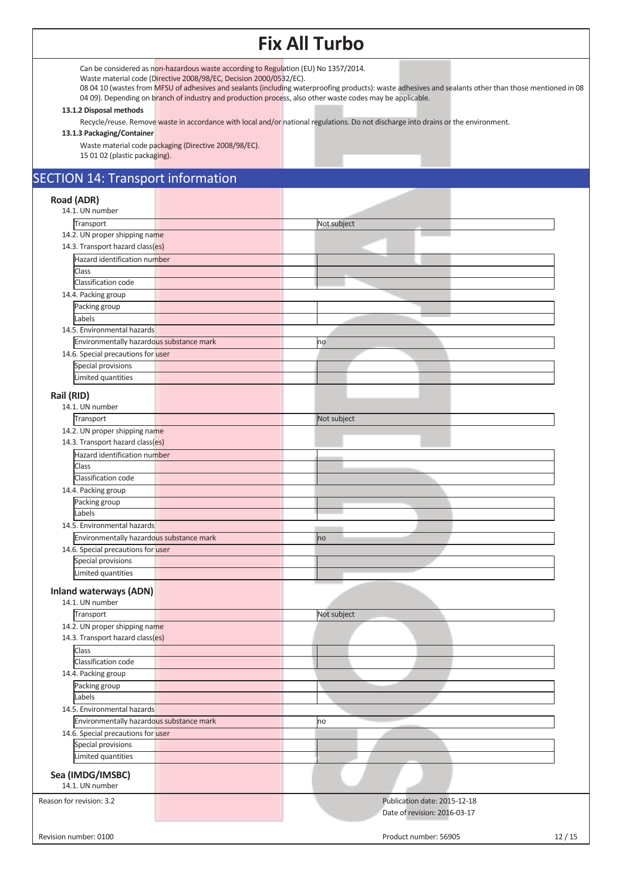Can be considered as non-hazardous waste according to Regulation (EU) No 1357/2014.
Waste material code (Directive 2008/98/EC, Decision 2000/0532/EC).
08 04 10 (wastes from MFSU of adhesives and sealants (including waterproofing products): waste adhesives and sealants other than those mentioned in 08 04 09). Depending on branch of industry and production process, also other waste codes may be applicable.

**13.1.2 Disposal methods**

Recycle/reuse. Remove waste in accordance with local and/or national regulations. Do not discharge into drains or the environment.

**13.1.3 Packaging/Container**

Waste material code packaging (Directive 2008/98/EC).
15 01 02 (plastic packaging).

## SECTION 14: Transport information

### Road (ADR)

14.1. UN number

| Transport | Not subject |
|---|---|

14.2. UN proper shipping name

14.3. Transport hazard class(es)

| Hazard identification number | |
|---|---|
| Class | |
| Classification code | |

14.4. Packing group

| Packing group | |
|---|---|
| Labels | |

14.5. Environmental hazards

| Environmentally hazardous substance mark | no |
|---|---|

14.6. Special precautions for user

| Special provisions | |
|---|---|
| Limited quantities | |

### Rail (RID)

14.1. UN number

| Transport | Not subject |
|---|---|

14.2. UN proper shipping name

14.3. Transport hazard class(es)

| Hazard identification number | |
|---|---|
| Class | |
| Classification code | |

14.4. Packing group

| Packing group | |
|---|---|
| Labels | |

14.5. Environmental hazards

| Environmentally hazardous substance mark | no |
|---|---|

14.6. Special precautions for user

| Special provisions | |
|---|---|
| Limited quantities | |

### Inland waterways (ADN)

14.1. UN number

| Transport | Not subject |
|---|---|

14.2. UN proper shipping name

14.3. Transport hazard class(es)

| Class | |
|---|---|
| Classification code | |

14.4. Packing group

| Packing group | |
|---|---|
| Labels | |

14.5. Environmental hazards

| Environmentally hazardous substance mark | no |
|---|---|

14.6. Special precautions for user

| Special provisions | |
|---|---|
| Limited quantities | |

### Sea (IMDG/IMSBC)

14.1. UN number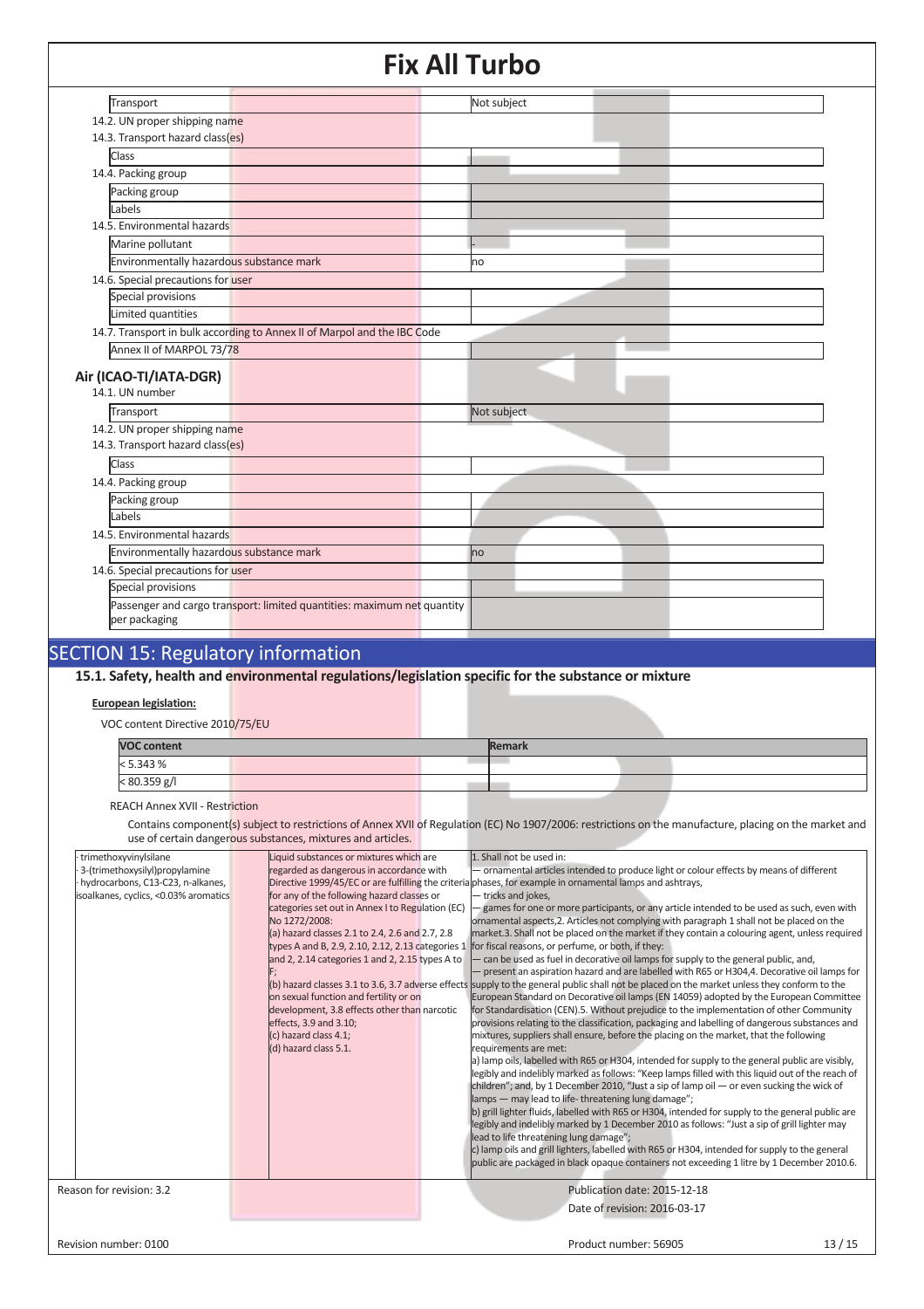| | |
|---|---|
| Transport | Not subject |
| 14.2. UN proper shipping name | |
| 14.3. Transport hazard class(es) | |
| Class | |
| 14.4. Packing group | |
| Packing group | |
| Labels | |
| 14.5. Environmental hazards | |
| Marine pollutant | - |
| Environmentally hazardous substance mark | no |
| 14.6. Special precautions for user | |
| Special provisions | |
| Limited quantities | |
| 14.7. Transport in bulk according to Annex II of Marpol and the IBC Code | |
| Annex II of MARPOL 73/78 | |

### Air (ICAO-TI/IATA-DGR)

14.1. UN number

| | |
|---|---|
| Transport | Not subject |
| 14.2. UN proper shipping name | |
| 14.3. Transport hazard class(es) | |
| Class | |
| 14.4. Packing group | |
| Packing group | |
| Labels | |
| 14.5. Environmental hazards | |
| Environmentally hazardous substance mark | no |
| 14.6. Special precautions for user | |
| Special provisions | |
| Passenger and cargo transport: limited quantities: maximum net quantity per packaging | |

## SECTION 15: Regulatory information

### 15.1. Safety, health and environmental regulations/legislation specific for the substance or mixture

**European legislation:**

VOC content Directive 2010/75/EU

| VOC content | Remark |
|---|---|
| < 5.343 % | |
| < 80.359 g/l | |

REACH Annex XVII - Restriction

Contains component(s) subject to restrictions of Annex XVII of Regulation (EC) No 1907/2006: restrictions on the manufacture, placing on the market and use of certain dangerous substances, mixtures and articles.

| | | |
|---|---|---|
| · trimethoxyvinylsilane<br>· 3-(trimethoxysilyl)propylamine<br>· hydrocarbons, C13-C23, n-alkanes, isoalkanes, cyclics, <0.03% aromatics | Liquid substances or mixtures which are regarded as dangerous in accordance with Directive 1999/45/EC or are fulfilling the criteria for any of the following hazard classes or categories set out in Annex I to Regulation (EC) No 1272/2008:<br>(a) hazard classes 2.1 to 2.4, 2.6 and 2.7, 2.8 types A and B, 2.9, 2.10, 2.12, 2.13 categories 1 and 2, 2.14 categories 1 and 2, 2.15 types A to F;<br>(b) hazard classes 3.1 to 3.6, 3.7 adverse effects on sexual function and fertility or on development, 3.8 effects other than narcotic effects, 3.9 and 3.10;<br>(c) hazard class 4.1;<br>(d) hazard class 5.1. | 1. Shall not be used in:<br>— ornamental articles intended to produce light or colour effects by means of different phases, for example in ornamental lamps and ashtrays,<br>— tricks and jokes,<br>— games for one or more participants, or any article intended to be used as such, even with ornamental aspects,2. Articles not complying with paragraph 1 shall not be placed on the market.3. Shall not be placed on the market if they contain a colouring agent, unless required for fiscal reasons, or perfume, or both, if they:<br>— can be used as fuel in decorative oil lamps for supply to the general public, and,<br>— present an aspiration hazard and are labelled with R65 or H304,4. Decorative oil lamps for supply to the general public shall not be placed on the market unless they conform to the European Standard on Decorative oil lamps (EN 14059) adopted by the European Committee for Standardisation (CEN).5. Without prejudice to the implementation of other Community provisions relating to the classification, packaging and labelling of dangerous substances and mixtures, suppliers shall ensure, before the placing on the market, that the following requirements are met:<br>a) lamp oils, labelled with R65 or H304, intended for supply to the general public are visibly, legibly and indelibly marked as follows: "Keep lamps filled with this liquid out of the reach of children"; and, by 1 December 2010, "Just a sip of lamp oil — or even sucking the wick of lamps — may lead to life- threatening lung damage";<br>b) grill lighter fluids, labelled with R65 or H304, intended for supply to the general public are legibly and indelibly marked by 1 December 2010 as follows: "Just a sip of grill lighter may lead to life threatening lung damage";<br>c) lamp oils and grill lighters, labelled with R65 or H304, intended for supply to the general public are packaged in black opaque containers not exceeding 1 litre by 1 December 2010.6. |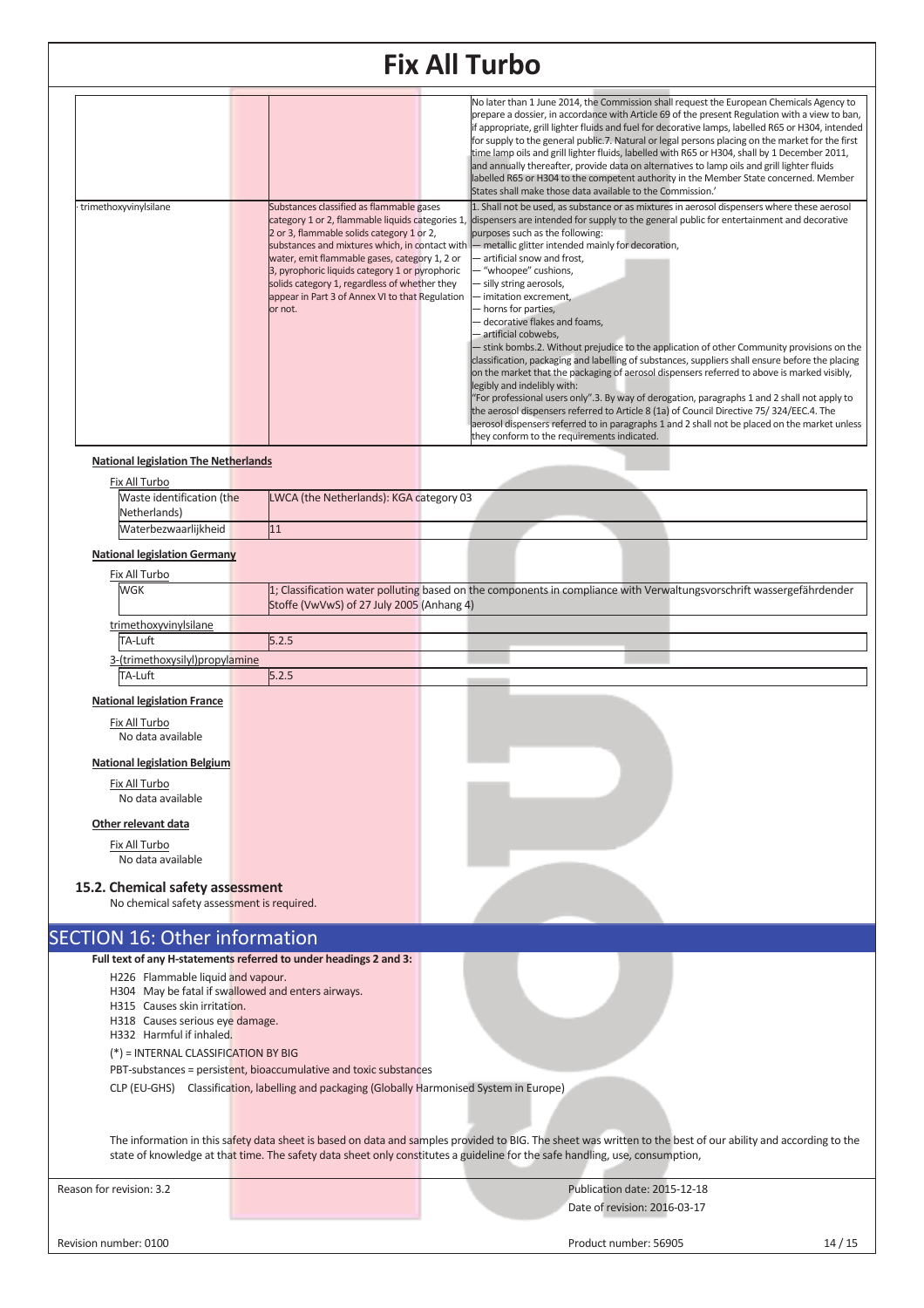| | | |
|---|---|---|
| | | No later than 1 June 2014, the Commission shall request the European Chemicals Agency to prepare a dossier, in accordance with Article 69 of the present Regulation with a view to ban, if appropriate, grill lighter fluids and fuel for decorative lamps, labelled R65 or H304, intended for supply to the general public.7. Natural or legal persons placing on the market for the first time lamp oils and grill lighter fluids, labelled with R65 or H304, shall by 1 December 2011, and annually thereafter, provide data on alternatives to lamp oils and grill lighter fluids labelled R65 or H304 to the competent authority in the Member State concerned. Member States shall make those data available to the Commission.' |
| · trimethoxyvinylsilane | Substances classified as flammable gases category 1 or 2, flammable liquids categories 1, 2 or 3, flammable solids category 1 or 2, substances and mixtures which, in contact with water, emit flammable gases, category 1, 2 or 3, pyrophoric liquids category 1 or pyrophoric solids category 1, regardless of whether they appear in Part 3 of Annex VI to that Regulation or not. | 1. Shall not be used, as substance or as mixtures in aerosol dispensers where these aerosol dispensers are intended for supply to the general public for entertainment and decorative purposes such as the following:<br>— metallic glitter intended mainly for decoration,<br>— artificial snow and frost,<br>— "whoopee" cushions,<br>— silly string aerosols,<br>— imitation excrement,<br>— horns for parties,<br>— decorative flakes and foams,<br>— artificial cobwebs,<br>— stink bombs.2. Without prejudice to the application of other Community provisions on the classification, packaging and labelling of substances, suppliers shall ensure before the placing on the market that the packaging of aerosol dispensers referred to above is marked visibly, legibly and indelibly with:<br>"For professional users only".3. By way of derogation, paragraphs 1 and 2 shall not apply to the aerosol dispensers referred to Article 8 (1a) of Council Directive 75/ 324/EEC.4. The aerosol dispensers referred to in paragraphs 1 and 2 shall not be placed on the market unless they conform to the requirements indicated. |

**National legislation The Netherlands**

Fix All Turbo

| | |
|---|---|
| Waste identification (the Netherlands) | LWCA (the Netherlands): KGA category 03 |
| Waterbezwaarlijkheid | 11 |

**National legislation Germany**

Fix All Turbo

| | |
|---|---|
| WGK | 1; Classification water polluting based on the components in compliance with Verwaltungsvorschrift wassergefährdender Stoffe (VwVwS) of 27 July 2005 (Anhang 4) |

trimethoxyvinylsilane

| | |
|---|---|
| TA-Luft | 5.2.5 |

3-(trimethoxysilyl)propylamine

| | |
|---|---|
| TA-Luft | 5.2.5 |

**National legislation France**

Fix All Turbo
No data available

**National legislation Belgium**

Fix All Turbo
No data available

**Other relevant data**

Fix All Turbo
No data available

### 15.2. Chemical safety assessment

No chemical safety assessment is required.

## SECTION 16: Other information

**Full text of any H-statements referred to under headings 2 and 3:**

H226 Flammable liquid and vapour.
H304 May be fatal if swallowed and enters airways.
H315 Causes skin irritation.
H318 Causes serious eye damage.
H332 Harmful if inhaled.

(*) = INTERNAL CLASSIFICATION BY BIG

PBT-substances = persistent, bioaccumulative and toxic substances

CLP (EU-GHS) Classification, labelling and packaging (Globally Harmonised System in Europe)

The information in this safety data sheet is based on data and samples provided to BIG. The sheet was written to the best of our ability and according to the state of knowledge at that time. The safety data sheet only constitutes a guideline for the safe handling, use, consumption,

Reason for revision: 3.2 | Publication date: 2015-12-18 | Date of revision: 2016-03-17

Revision number: 0100 | Product number: 56905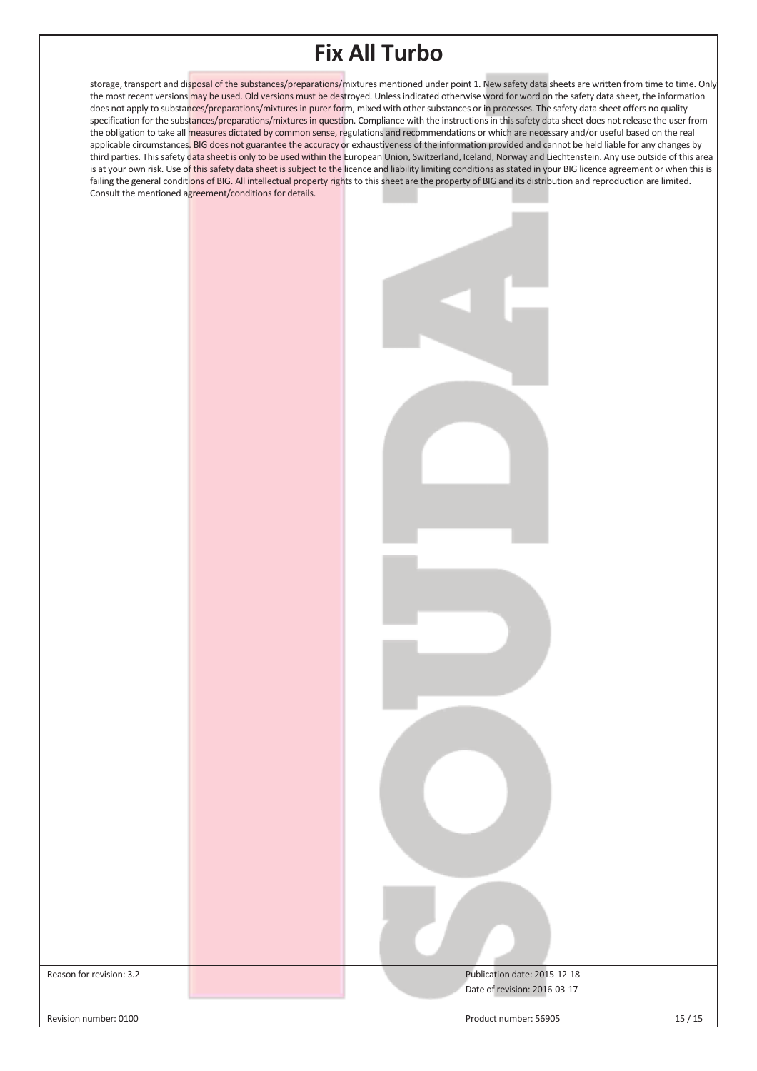storage, transport and disposal of the substances/preparations/mixtures mentioned under point 1. New safety data sheets are written from time to time. Only the most recent versions may be used. Old versions must be destroyed. Unless indicated otherwise word for word on the safety data sheet, the information does not apply to substances/preparations/mixtures in purer form, mixed with other substances or in processes. The safety data sheet offers no quality specification for the substances/preparations/mixtures in question. Compliance with the instructions in this safety data sheet does not release the user from the obligation to take all measures dictated by common sense, regulations and recommendations or which are necessary and/or useful based on the real applicable circumstances. BIG does not guarantee the accuracy or exhaustiveness of the information provided and cannot be held liable for any changes by third parties. This safety data sheet is only to be used within the European Union, Switzerland, Iceland, Norway and Liechtenstein. Any use outside of this area is at your own risk. Use of this safety data sheet is subject to the licence and liability limiting conditions as stated in your BIG licence agreement or when this is failing the general conditions of BIG. All intellectual property rights to this sheet are the property of BIG and its distribution and reproduction are limited. Consult the mentioned agreement/conditions for details.